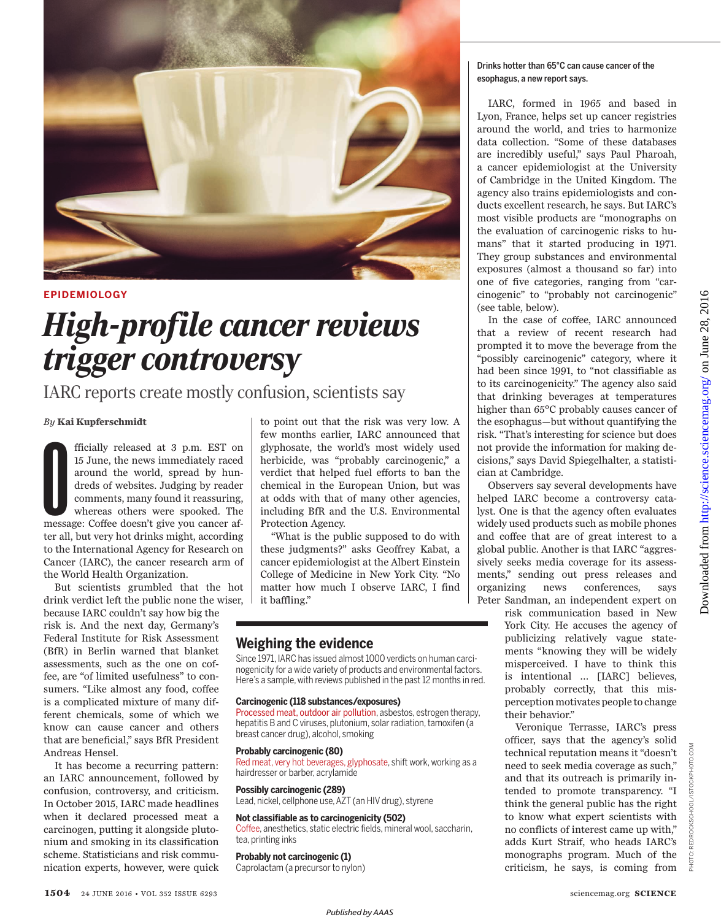EPIDEMIOLOGY

# High-profile cancer reviews trigger controversy

IARC reports create mostly confusion, scientists say

*By* **Kai Kupferschmidt**

Officially released at 3 p.m. EST on 15 June, the news immediately raced around the world, spread by hundreds of websites. Judging by reader comments, many found it reassuring, whereas others were spooked. The message: Coffee doesn't give you cancer after all, but very hot drinks might, according to the International Agency for Research on Cancer (IARC), the cancer research arm of the World Health Organization.

But scientists grumbled that the hot drink verdict left the public none the wiser, because IARC couldn't say how big the risk is. And the next day, Germany's Federal Institute for Risk Assessment (BfR) in Berlin warned that blanket assessments, such as the one on coffee, are "of limited usefulness" to consumers. "Like almost any food, coffee is a complicated mixture of many different chemicals, some of which we know can cause cancer and others that are beneficial," says BfR President Andreas Hensel.

It has become a recurring pattern: an IARC announcement, followed by confusion, controversy, and criticism. In October 2015, IARC made headlines when it declared processed meat a carcinogen, putting it alongside plutonium and smoking in its classification scheme. Statisticians and risk communication experts, however, were quick to point out that the risk was very low. A few months earlier, IARC announced that glyphosate, the world's most widely used herbicide, was "probably carcinogenic," a verdict that helped fuel efforts to ban the chemical in the European Union, but was at odds with that of many other agencies, including BfR and the U.S. Environmental Protection Agency.

"What is the public supposed to do with these judgments?" asks Geoffrey Kabat, a cancer epidemiologist at the Albert Einstein College of Medicine in New York City. "No matter how much I observe IARC, I find it baffling."

## Weighing the evidence

Since 1971, IARC has issued almost 1000 verdicts on human carcinogenicity for a wide variety of products and environmental factors. Here's a sample, with reviews published in the past 12 months in red.

**Carcinogenic (118 substances/exposures)**
Processed meat, outdoor air pollution, asbestos, estrogen therapy, hepatitis B and C viruses, plutonium, solar radiation, tamoxifen (a breast cancer drug), alcohol, smoking

**Probably carcinogenic (80)**
Red meat, very hot beverages, glyphosate, shift work, working as a hairdresser or barber, acrylamide

**Possibly carcinogenic (289)**
Lead, nickel, cellphone use, AZT (an HIV drug), styrene

**Not classifiable as to carcinogenicity (502)**
Coffee, anesthetics, static electric fields, mineral wool, saccharin, tea, printing inks

**Probably not carcinogenic (1)**
Caprolactam (a precursor to nylon)

Drinks hotter than 65°C can cause cancer of the esophagus, a new report says.

IARC, formed in 1965 and based in Lyon, France, helps set up cancer registries around the world, and tries to harmonize data collection. "Some of these databases are incredibly useful," says Paul Pharoah, a cancer epidemiologist at the University of Cambridge in the United Kingdom. The agency also trains epidemiologists and conducts excellent research, he says. But IARC's most visible products are "monographs on the evaluation of carcinogenic risks to humans" that it started producing in 1971. They group substances and environmental exposures (almost a thousand so far) into one of five categories, ranging from "carcinogenic" to "probably not carcinogenic" (see table, below).

In the case of coffee, IARC announced that a review of recent research had prompted it to move the beverage from the "possibly carcinogenic" category, where it had been since 1991, to "not classifiable as to its carcinogenicity." The agency also said that drinking beverages at temperatures higher than 65°C probably causes cancer of the esophagus—but without quantifying the risk. "That's interesting for science but does not provide the information for making decisions," says David Spiegelhalter, a statistician at Cambridge.

Observers say several developments have helped IARC become a controversy catalyst. One is that the agency often evaluates widely used products such as mobile phones and coffee that are of great interest to a global public. Another is that IARC "aggressively seeks media coverage for its assessments," sending out press releases and organizing news conferences, says Peter Sandman, an independent expert on risk communication based in New York City. He accuses the agency of publicizing relatively vague statements "knowing they will be widely misperceived. I have to think this is intentional … [IARC] believes, probably correctly, that this misperception motivates people to change their behavior."

Veronique Terrasse, IARC's press officer, says that the agency's solid technical reputation means it "doesn't need to seek media coverage as such," and that its outreach is primarily intended to promote transparency. "I think the general public has the right to know what expert scientists with no conflicts of interest came up with," adds Kurt Straif, who heads IARC's monographs program. Much of the criticism, he says, is coming from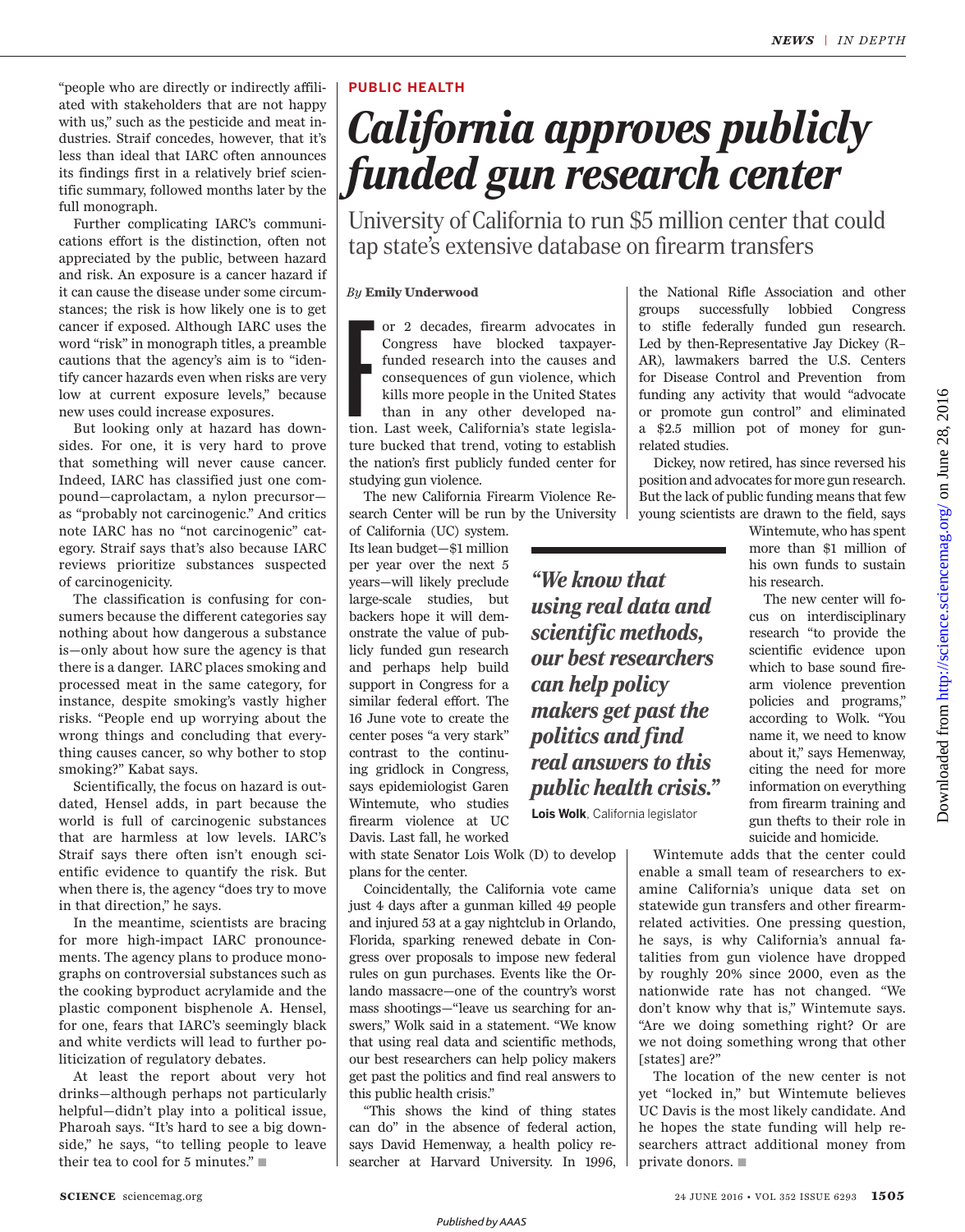"people who are directly or indirectly affiliated with stakeholders that are not happy with us," such as the pesticide and meat industries. Straif concedes, however, that it's less than ideal that IARC often announces its findings first in a relatively brief scientific summary, followed months later by the full monograph.

Further complicating IARC's communications effort is the distinction, often not appreciated by the public, between hazard and risk. An exposure is a cancer hazard if it can cause the disease under some circumstances; the risk is how likely one is to get cancer if exposed. Although IARC uses the word "risk" in monograph titles, a preamble cautions that the agency's aim is to "identify cancer hazards even when risks are very low at current exposure levels," because new uses could increase exposures.

But looking only at hazard has downsides. For one, it is very hard to prove that something will never cause cancer. Indeed, IARC has classified just one compound—caprolactam, a nylon precursor—as "probably not carcinogenic." And critics note IARC has no "not carcinogenic" category. Straif says that's also because IARC reviews prioritize substances suspected of carcinogenicity.

The classification is confusing for consumers because the different categories say nothing about how dangerous a substance is—only about how sure the agency is that there is a danger. IARC places smoking and processed meat in the same category, for instance, despite smoking's vastly higher risks. "People end up worrying about the wrong things and concluding that everything causes cancer, so why bother to stop smoking?" Kabat says.

Scientifically, the focus on hazard is outdated, Hensel adds, in part because the world is full of carcinogenic substances that are harmless at low levels. IARC's Straif says there often isn't enough scientific evidence to quantify the risk. But when there is, the agency "does try to move in that direction," he says.

In the meantime, scientists are bracing for more high-impact IARC pronouncements. The agency plans to produce monographs on controversial substances such as the cooking byproduct acrylamide and the plastic component bisphenole A. Hensel, for one, fears that IARC's seemingly black and white verdicts will lead to further politicization of regulatory debates.

At least the report about very hot drinks—although perhaps not particularly helpful—didn't play into a political issue, Pharoah says. "It's hard to see a big downside," he says, "to telling people to leave their tea to cool for 5 minutes." ■

PUBLIC HEALTH

# *California approves publicly funded gun research center*

## University of California to run $5 million center that could tap state's extensive database on firearm transfers

*By* **Emily Underwood**

For 2 decades, firearm advocates in Congress have blocked taxpayer-funded research into the causes and consequences of gun violence, which kills more people in the United States than in any other developed nation. Last week, California's state legislature bucked that trend, voting to establish the nation's first publicly funded center for studying gun violence.

The new California Firearm Violence Research Center will be run by the University of California (UC) system. Its lean budget—$1 million per year over the next 5 years—will likely preclude large-scale studies, but backers hope it will demonstrate the value of publicly funded gun research and perhaps help build support in Congress for a similar federal effort. The 16 June vote to create the center poses "a very stark" contrast to the continuing gridlock in Congress, says epidemiologist Garen Wintemute, who studies firearm violence at UC Davis. Last fall, he worked with state Senator Lois Wolk (D) to develop plans for the center.

Coincidentally, the California vote came just 4 days after a gunman killed 49 people and injured 53 at a gay nightclub in Orlando, Florida, sparking renewed debate in Congress over proposals to impose new federal rules on gun purchases. Events like the Orlando massacre—one of the country's worst mass shootings—"leave us searching for answers," Wolk said in a statement. "We know that using real data and scientific methods, our best researchers can help policy makers get past the politics and find real answers to this public health crisis."

"This shows the kind of thing states can do" in the absence of federal action, says David Hemenway, a health policy researcher at Harvard University. In 1996, the National Rifle Association and other groups successfully lobbied Congress to stifle federally funded gun research. Led by then-Representative Jay Dickey (R–AR), lawmakers barred the U.S. Centers for Disease Control and Prevention from funding any activity that would "advocate or promote gun control" and eliminated a $2.5 million pot of money for gun-related studies.

*"We know that using real data and scientific methods, our best researchers can help policy makers get past the politics and find real answers to this public health crisis."*
**Lois Wolk**, California legislator

Dickey, now retired, has since reversed his position and advocates for more gun research. But the lack of public funding means that few young scientists are drawn to the field, says Wintemute, who has spent more than $1 million of his own funds to sustain his research.

The new center will focus on interdisciplinary research "to provide the scientific evidence upon which to base sound firearm violence prevention policies and programs," according to Wolk. "You name it, we need to know about it," says Hemenway, citing the need for more information on everything from firearm training and gun thefts to their role in suicide and homicide.

Wintemute adds that the center could enable a small team of researchers to examine California's unique data set on statewide gun transfers and other firearm-related activities. One pressing question, he says, is why California's annual fatalities from gun violence have dropped by roughly 20% since 2000, even as the nationwide rate has not changed. "We don't know why that is," Wintemute says. "Are we doing something right? Or are we not doing something wrong that other [states] are?"

The location of the new center is not yet "locked in," but Wintemute believes UC Davis is the most likely candidate. And he hopes the state funding will help researchers attract additional money from private donors. ■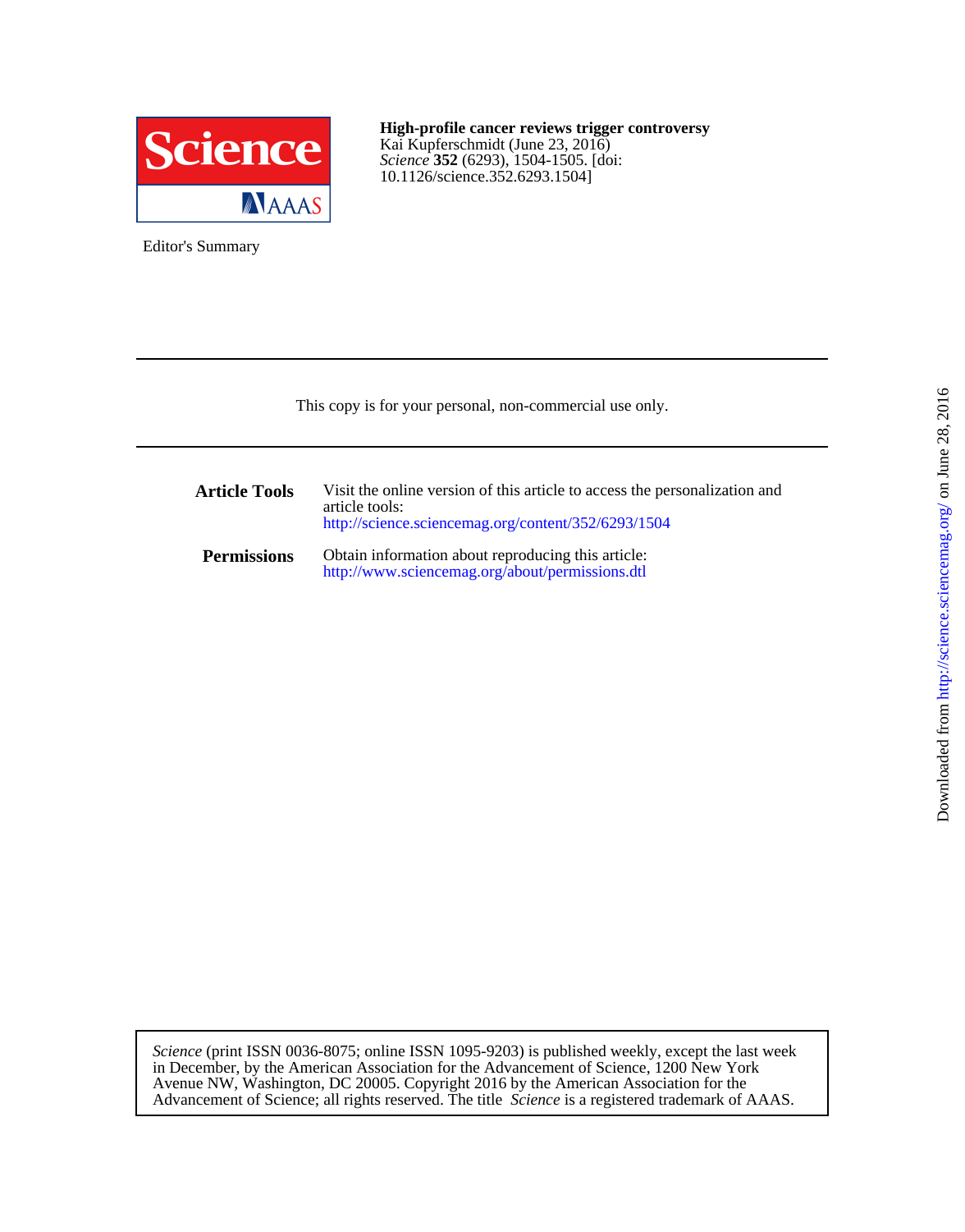**High-profile cancer reviews trigger controversy**
Kai Kupferschmidt (June 23, 2016)
*Science* **352** (6293), 1504-1505. [doi: 10.1126/science.352.6293.1504]

Editor's Summary

This copy is for your personal, non-commercial use only.

**Article Tools** Visit the online version of this article to access the personalization and article tools:
http://science.sciencemag.org/content/352/6293/1504

**Permissions** Obtain information about reproducing this article:
http://www.sciencemag.org/about/permissions.dtl

*Science* (print ISSN 0036-8075; online ISSN 1095-9203) is published weekly, except the last week in December, by the American Association for the Advancement of Science, 1200 New York Avenue NW, Washington, DC 20005. Copyright 2016 by the American Association for the Advancement of Science; all rights reserved. The title *Science* is a registered trademark of AAAS.